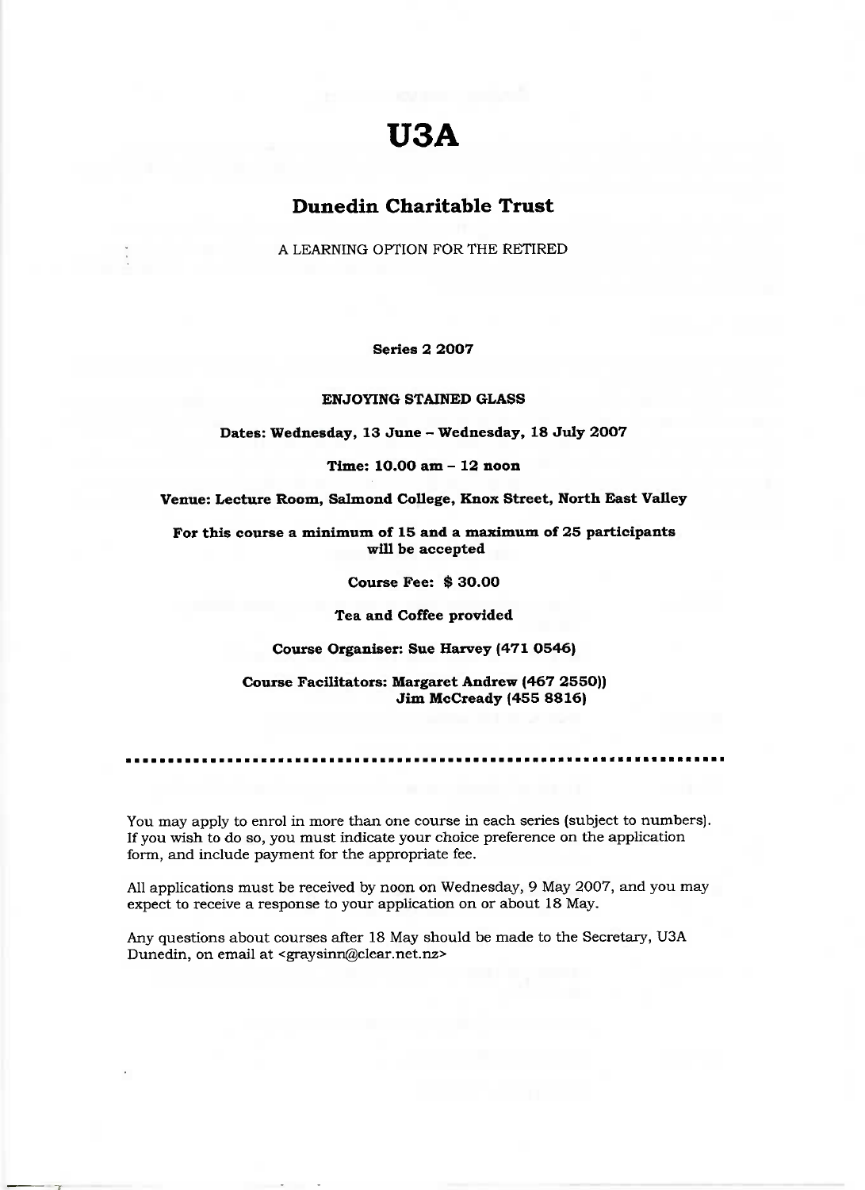# U3A

## Dunedin Charitable Trust

A LEARNING OPTION FOR THE RETIRED

**Series 2 2007**

**ENJOYING STAINED GLASS**

**Dates: Wednesday, 13 June – Wednesday, 18 July 2007**

**Time: 10.00 am – 12 noon**

**Venue: Lecture Room, Salmond College, Knox Street, North East Valley**

**For this course a minimum of 15 and a maximum of 25 participants will be accepted**

**Course Fee: $ 30.00**

**Tea and Coffee provided**

**Course Organiser: Sue Harvey (471 0546)**

**Course Facilitators: Margaret Andrew (467 2550))**
**Jim McCready (455 8816)**

---

You may apply to enrol in more than one course in each series (subject to numbers). If you wish to do so, you must indicate your choice preference on the application form, and include payment for the appropriate fee.

All applications must be received by noon on Wednesday, 9 May 2007, and you may expect to receive a response to your application on or about 18 May.

Any questions about courses after 18 May should be made to the Secretary, U3A Dunedin, on email at <graysinn@clear.net.nz>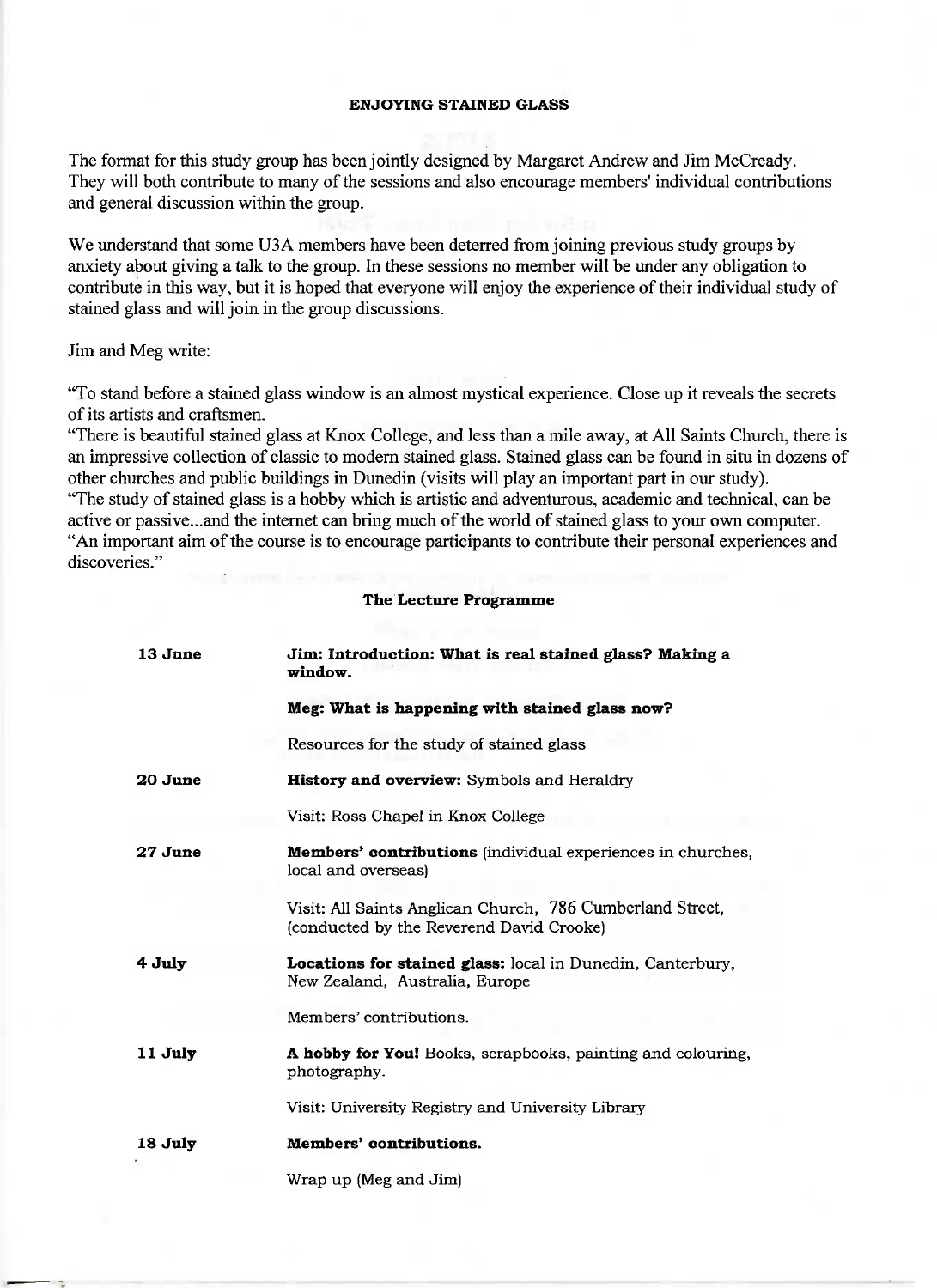# ENJOYING STAINED GLASS

The format for this study group has been jointly designed by Margaret Andrew and Jim McCready. They will both contribute to many of the sessions and also encourage members' individual contributions and general discussion within the group.

We understand that some U3A members have been deterred from joining previous study groups by anxiety about giving a talk to the group. In these sessions no member will be under any obligation to contribute in this way, but it is hoped that everyone will enjoy the experience of their individual study of stained glass and will join in the group discussions.

Jim and Meg write:

"To stand before a stained glass window is an almost mystical experience. Close up it reveals the secrets of its artists and craftsmen.

"There is beautiful stained glass at Knox College, and less than a mile away, at All Saints Church, there is an impressive collection of classic to modern stained glass. Stained glass can be found in situ in dozens of other churches and public buildings in Dunedin (visits will play an important part in our study).

"The study of stained glass is a hobby which is artistic and adventurous, academic and technical, can be active or passive...and the internet can bring much of the world of stained glass to your own computer.

"An important aim of the course is to encourage participants to contribute their personal experiences and discoveries."

## The Lecture Programme

| | |
|---|---|
| **13 June** | **Jim: Introduction: What is real stained glass? Making a window.** |
| | **Meg: What is happening with stained glass now?** |
| | Resources for the study of stained glass |
| **20 June** | **History and overview:** Symbols and Heraldry |
| | Visit: Ross Chapel in Knox College |
| **27 June** | **Members' contributions** (individual experiences in churches, local and overseas) |
| | Visit: All Saints Anglican Church, 786 Cumberland Street, (conducted by the Reverend David Crooke) |
| **4 July** | **Locations for stained glass:** local in Dunedin, Canterbury, New Zealand, Australia, Europe |
| | Members' contributions. |
| **11 July** | **A hobby for You!** Books, scrapbooks, painting and colouring, photography. |
| | Visit: University Registry and University Library |
| **18 July** | **Members' contributions.** |
| | Wrap up (Meg and Jim) |